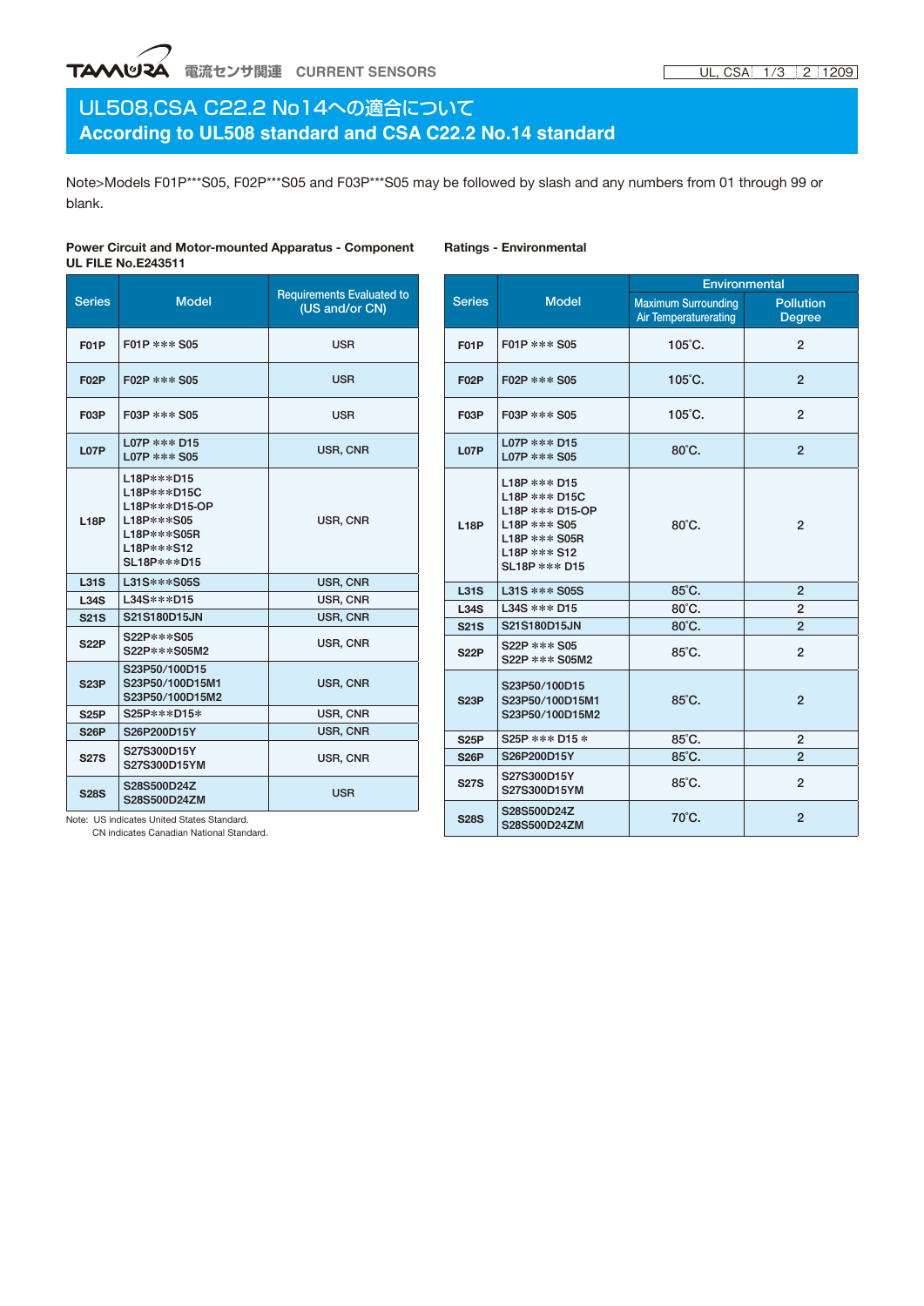# UL508,CSA C22.2 No14への適合について
# According to UL508 standard and CSA C22.2 No.14 standard

Note>Models F01P***S05, F02P***S05 and F03P***S05 may be followed by slash and any numbers from 01 through 99 or blank.

**Power Circuit and Motor-mounted Apparatus - Component**
**UL FILE No.E243511**

| Series | Model | Requirements Evaluated to (US and/or CN) |
|---|---|---|
| F01P | F01P *** S05 | USR |
| F02P | F02P *** S05 | USR |
| F03P | F03P *** S05 | USR |
| L07P | L07P *** D15<br>L07P *** S05 | USR, CNR |
| L18P | L18P***D15<br>L18P***D15C<br>L18P***D15-OP<br>L18P***S05<br>L18P***S05R<br>L18P***S12<br>SL18P***D15 | USR, CNR |
| L31S | L31S***S05S | USR, CNR |
| L34S | L34S***D15 | USR, CNR |
| S21S | S21S180D15JN | USR, CNR |
| S22P | S22P***S05<br>S22P***S05M2 | USR, CNR |
| S23P | S23P50/100D15<br>S23P50/100D15M1<br>S23P50/100D15M2 | USR, CNR |
| S25P | S25P***D15* | USR, CNR |
| S26P | S26P200D15Y | USR, CNR |
| S27S | S27S300D15Y<br>S27S300D15YM | USR, CNR |
| S28S | S28S500D24Z<br>S28S500D24ZM | USR |

Note: US indicates United States Standard.
CN indicates Canadian National Standard.

**Ratings - Environmental**

| Series | Model | Environmental | |
|---|---|---|---|
| | | Maximum Surrounding Air Temperaturerating | Pollution Degree |
| F01P | F01P *** S05 | 105˚C. | 2 |
| F02P | F02P *** S05 | 105˚C. | 2 |
| F03P | F03P *** S05 | 105˚C. | 2 |
| L07P | L07P *** D15<br>L07P *** S05 | 80˚C. | 2 |
| L18P | L18P *** D15<br>L18P *** D15C<br>L18P *** D15-OP<br>L18P *** S05<br>L18P *** S05R<br>L18P *** S12<br>SL18P *** D15 | 80˚C. | 2 |
| L31S | L31S *** S05S | 85˚C. | 2 |
| L34S | L34S *** D15 | 80˚C. | 2 |
| S21S | S21S180D15JN | 80˚C. | 2 |
| S22P | S22P *** S05<br>S22P *** S05M2 | 85˚C. | 2 |
| S23P | S23P50/100D15<br>S23P50/100D15M1<br>S23P50/100D15M2 | 85˚C. | 2 |
| S25P | S25P *** D15 * | 85˚C. | 2 |
| S26P | S26P200D15Y | 85˚C. | 2 |
| S27S | S27S300D15Y<br>S27S300D15YM | 85˚C. | 2 |
| S28S | S28S500D24Z<br>S28S500D24ZM | 70˚C. | 2 |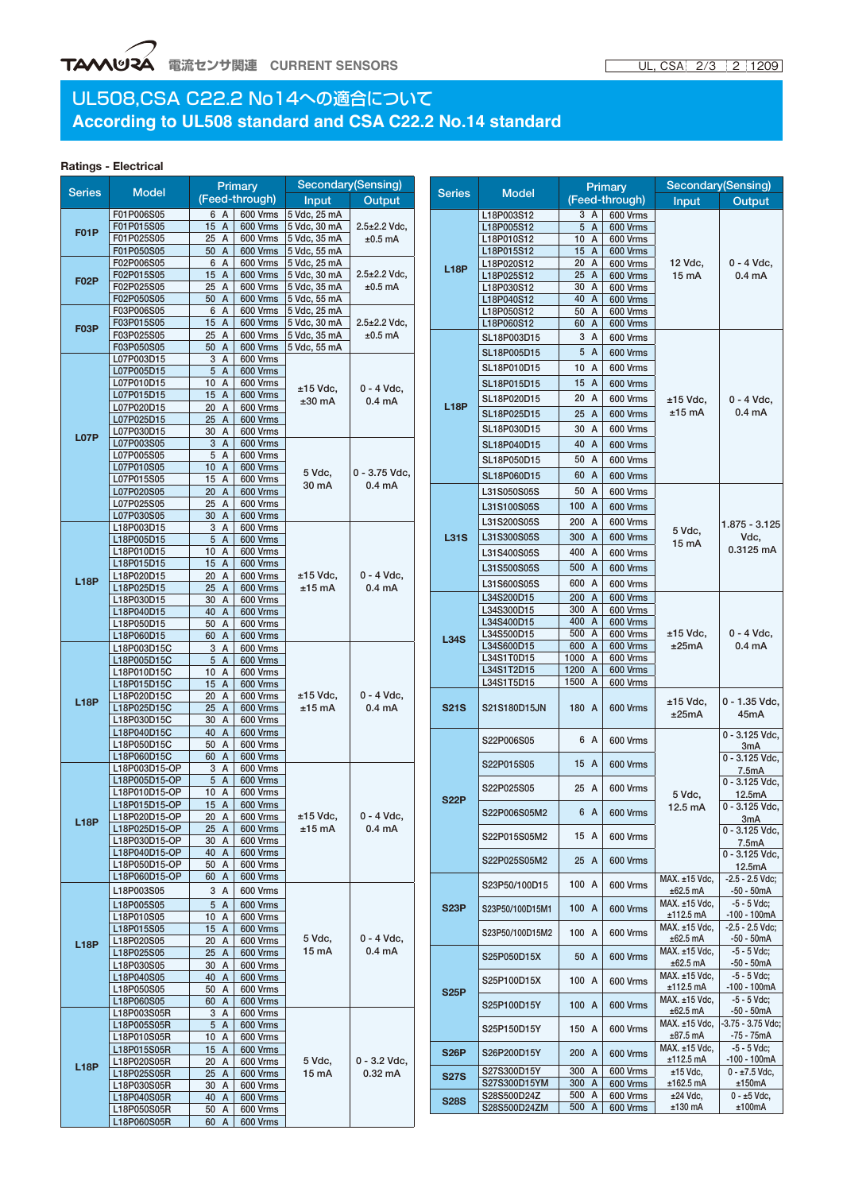# UL508,CSA C22.2 No14への適合について
# According to UL508 standard and CSA C22.2 No.14 standard

**Ratings - Electrical**

| Series | Model | Primary (Feed-through) | | Secondary(Sensing) | |
|---|---|---|---|---|---|
| | | | | Input | Output |
| F01P | F01P006S05 | 6 A | 600 Vrms | 5 Vdc, 25 mA | 2.5±2.2 Vdc, ±0.5 mA |
| | F01P015S05 | 15 A | 600 Vrms | 5 Vdc, 30 mA | |
| | F01P025S05 | 25 A | 600 Vrms | 5 Vdc, 35 mA | |
| | F01P050S05 | 50 A | 600 Vrms | 5 Vdc, 55 mA | |
| F02P | F02P006S05 | 6 A | 600 Vrms | 5 Vdc, 25 mA | 2.5±2.2 Vdc, ±0.5 mA |
| | F02P015S05 | 15 A | 600 Vrms | 5 Vdc, 30 mA | |
| | F02P025S05 | 25 A | 600 Vrms | 5 Vdc, 35 mA | |
| | F02P050S05 | 50 A | 600 Vrms | 5 Vdc, 55 mA | |
| F03P | F03P006S05 | 6 A | 600 Vrms | 5 Vdc, 25 mA | 2.5±2.2 Vdc, ±0.5 mA |
| | F03P015S05 | 15 A | 600 Vrms | 5 Vdc, 30 mA | |
| | F03P025S05 | 25 A | 600 Vrms | 5 Vdc, 35 mA | |
| | F03P050S05 | 50 A | 600 Vrms | 5 Vdc, 55 mA | |
| L07P | L07P003D15 | 3 A | 600 Vrms | ±15 Vdc, ±30 mA | 0 - 4 Vdc, 0.4 mA |
| | L07P005D15 | 5 A | 600 Vrms | | |
| | L07P010D15 | 10 A | 600 Vrms | | |
| | L07P015D15 | 15 A | 600 Vrms | | |
| | L07P020D15 | 20 A | 600 Vrms | | |
| | L07P025D15 | 25 A | 600 Vrms | | |
| | L07P030D15 | 30 A | 600 Vrms | | |
| | L07P003S05 | 3 A | 600 Vrms | 5 Vdc, 30 mA | 0 - 3.75 Vdc, 0.4 mA |
| | L07P005S05 | 5 A | 600 Vrms | | |
| | L07P010S05 | 10 A | 600 Vrms | | |
| | L07P015S05 | 15 A | 600 Vrms | | |
| | L07P020S05 | 20 A | 600 Vrms | | |
| | L07P025S05 | 25 A | 600 Vrms | | |
| | L07P030S05 | 30 A | 600 Vrms | | |
| L18P | L18P003D15 | 3 A | 600 Vrms | ±15 Vdc, ±15 mA | 0 - 4 Vdc, 0.4 mA |
| | L18P005D15 | 5 A | 600 Vrms | | |
| | L18P010D15 | 10 A | 600 Vrms | | |
| | L18P015D15 | 15 A | 600 Vrms | | |
| | L18P020D15 | 20 A | 600 Vrms | | |
| | L18P025D15 | 25 A | 600 Vrms | | |
| | L18P030D15 | 30 A | 600 Vrms | | |
| | L18P040D15 | 40 A | 600 Vrms | | |
| | L18P050D15 | 50 A | 600 Vrms | | |
| | L18P060D15 | 60 A | 600 Vrms | | |
| L18P | L18P003D15C | 3 A | 600 Vrms | ±15 Vdc, ±15 mA | 0 - 4 Vdc, 0.4 mA |
| | L18P005D15C | 5 A | 600 Vrms | | |
| | L18P010D15C | 10 A | 600 Vrms | | |
| | L18P015D15C | 15 A | 600 Vrms | | |
| | L18P020D15C | 20 A | 600 Vrms | | |
| | L18P025D15C | 25 A | 600 Vrms | | |
| | L18P030D15C | 30 A | 600 Vrms | | |
| | L18P040D15C | 40 A | 600 Vrms | | |
| | L18P050D15C | 50 A | 600 Vrms | | |
| | L18P060D15C | 60 A | 600 Vrms | | |
| L18P | L18P003D15-OP | 3 A | 600 Vrms | ±15 Vdc, ±15 mA | 0 - 4 Vdc, 0.4 mA |
| | L18P005D15-OP | 5 A | 600 Vrms | | |
| | L18P010D15-OP | 10 A | 600 Vrms | | |
| | L18P015D15-OP | 15 A | 600 Vrms | | |
| | L18P020D15-OP | 20 A | 600 Vrms | | |
| | L18P025D15-OP | 25 A | 600 Vrms | | |
| | L18P030D15-OP | 30 A | 600 Vrms | | |
| | L18P040D15-OP | 40 A | 600 Vrms | | |
| | L18P050D15-OP | 50 A | 600 Vrms | | |
| | L18P060D15-OP | 60 A | 600 Vrms | | |
| L18P | L18P003S05 | 3 A | 600 Vrms | 5 Vdc, 15 mA | 0 - 4 Vdc, 0.4 mA |
| | L18P005S05 | 5 A | 600 Vrms | | |
| | L18P010S05 | 10 A | 600 Vrms | | |
| | L18P015S05 | 15 A | 600 Vrms | | |
| | L18P020S05 | 20 A | 600 Vrms | | |
| | L18P025S05 | 25 A | 600 Vrms | | |
| | L18P030S05 | 30 A | 600 Vrms | | |
| | L18P040S05 | 40 A | 600 Vrms | | |
| | L18P050S05 | 50 A | 600 Vrms | | |
| | L18P060S05 | 60 A | 600 Vrms | | |
| L18P | L18P003S05R | 3 A | 600 Vrms | 5 Vdc, 15 mA | 0 - 3.2 Vdc, 0.32 mA |
| | L18P005S05R | 5 A | 600 Vrms | | |
| | L18P010S05R | 10 A | 600 Vrms | | |
| | L18P015S05R | 15 A | 600 Vrms | | |
| | L18P020S05R | 20 A | 600 Vrms | | |
| | L18P025S05R | 25 A | 600 Vrms | | |
| | L18P030S05R | 30 A | 600 Vrms | | |
| | L18P040S05R | 40 A | 600 Vrms | | |
| | L18P050S05R | 50 A | 600 Vrms | | |
| | L18P060S05R | 60 A | 600 Vrms | | |
| L18P | L18P003S12 | 3 A | 600 Vrms | 12 Vdc, 15 mA | 0 - 4 Vdc, 0.4 mA |
| | L18P005S12 | 5 A | 600 Vrms | | |
| | L18P010S12 | 10 A | 600 Vrms | | |
| | L18P015S12 | 15 A | 600 Vrms | | |
| | L18P020S12 | 20 A | 600 Vrms | | |
| | L18P025S12 | 25 A | 600 Vrms | | |
| | L18P030S12 | 30 A | 600 Vrms | | |
| | L18P040S12 | 40 A | 600 Vrms | | |
| | L18P050S12 | 50 A | 600 Vrms | | |
| | L18P060S12 | 60 A | 600 Vrms | | |
| L18P | SL18P003D15 | 3 A | 600 Vrms | ±15 Vdc, ±15 mA | 0 - 4 Vdc, 0.4 mA |
| | SL18P005D15 | 5 A | 600 Vrms | | |
| | SL18P010D15 | 10 A | 600 Vrms | | |
| | SL18P015D15 | 15 A | 600 Vrms | | |
| | SL18P020D15 | 20 A | 600 Vrms | | |
| | SL18P025D15 | 25 A | 600 Vrms | | |
| | SL18P030D15 | 30 A | 600 Vrms | | |
| | SL18P040D15 | 40 A | 600 Vrms | | |
| | SL18P050D15 | 50 A | 600 Vrms | | |
| | SL18P060D15 | 60 A | 600 Vrms | | |
| L31S | L31S050S05S | 50 A | 600 Vrms | 5 Vdc, 15 mA | 1.875 - 3.125 Vdc, 0.3125 mA |
| | L31S100S05S | 100 A | 600 Vrms | | |
| | L31S200S05S | 200 A | 600 Vrms | | |
| | L31S300S05S | 300 A | 600 Vrms | | |
| | L31S400S05S | 400 A | 600 Vrms | | |
| | L31S500S05S | 500 A | 600 Vrms | | |
| | L31S600S05S | 600 A | 600 Vrms | | |
| L34S | L34S200D15 | 200 A | 600 Vrms | ±15 Vdc, ±25mA | 0 - 4 Vdc, 0.4 mA |
| | L34S300D15 | 300 A | 600 Vrms | | |
| | L34S400D15 | 400 A | 600 Vrms | | |
| | L34S500D15 | 500 A | 600 Vrms | | |
| | L34S600D15 | 600 A | 600 Vrms | | |
| | L34S1T0D15 | 1000 A | 600 Vrms | | |
| | L34S1T2D15 | 1200 A | 600 Vrms | | |
| | L34S1T5D15 | 1500 A | 600 Vrms | | |
| S21S | S21S180D15JN | 180 A | 600 Vrms | ±15 Vdc, ±25mA | 0 - 1.35 Vdc, 45mA |
| S22P | S22P006S05 | 6 A | 600 Vrms | 5 Vdc, 12.5 mA | 0 - 3.125 Vdc, 3mA |
| | S22P015S05 | 15 A | 600 Vrms | | 0 - 3.125 Vdc, 7.5mA |
| | S22P025S05 | 25 A | 600 Vrms | | 0 - 3.125 Vdc, 12.5mA |
| | S22P006S05M2 | 6 A | 600 Vrms | | 0 - 3.125 Vdc, 3mA |
| | S22P015S05M2 | 15 A | 600 Vrms | | 0 - 3.125 Vdc, 7.5mA |
| | S22P025S05M2 | 25 A | 600 Vrms | | 0 - 3.125 Vdc, 12.5mA |
| S23P | S23P50/100D15 | 100 A | 600 Vrms | MAX. ±15 Vdc, ±62.5 mA | -2.5 - 2.5 Vdc; -50 - 50mA |
| | S23P50/100D15M1 | 100 A | 600 Vrms | MAX. ±15 Vdc, ±112.5 mA | -5 - 5 Vdc; -100 - 100mA |
| | S23P50/100D15M2 | 100 A | 600 Vrms | MAX. ±15 Vdc, ±62.5 mA | -2.5 - 2.5 Vdc; -50 - 50mA |
| S25P | S25P050D15X | 50 A | 600 Vrms | MAX. ±15 Vdc, ±62.5 mA | -5 - 5 Vdc; -50 - 50mA |
| | S25P100D15X | 100 A | 600 Vrms | MAX. ±15 Vdc, ±112.5 mA | -5 - 5 Vdc; -100 - 100mA |
| | S25P100D15Y | 100 A | 600 Vrms | MAX. ±15 Vdc, ±62.5 mA | -5 - 5 Vdc; -50 - 50mA |
| | S25P150D15Y | 150 A | 600 Vrms | MAX. ±15 Vdc, ±87.5 mA | -3.75 - 3.75 Vdc; -75 - 75mA |
| S26P | S26P200D15Y | 200 A | 600 Vrms | MAX. ±15 Vdc, ±112.5 mA | -5 - 5 Vdc; -100 - 100mA |
| S27S | S27S300D15Y | 300 A | 600 Vrms | ±15 Vdc, ±162.5 mA | 0 - ±7.5 Vdc, ±150mA |
| | S27S300D15YM | 300 A | 600 Vrms | | |
| S28S | S28S500D24Z | 500 A | 600 Vrms | ±24 Vdc, ±130 mA | 0 - ±5 Vdc, ±100mA |
| | S28S500D24ZM | 500 A | 600 Vrms | | |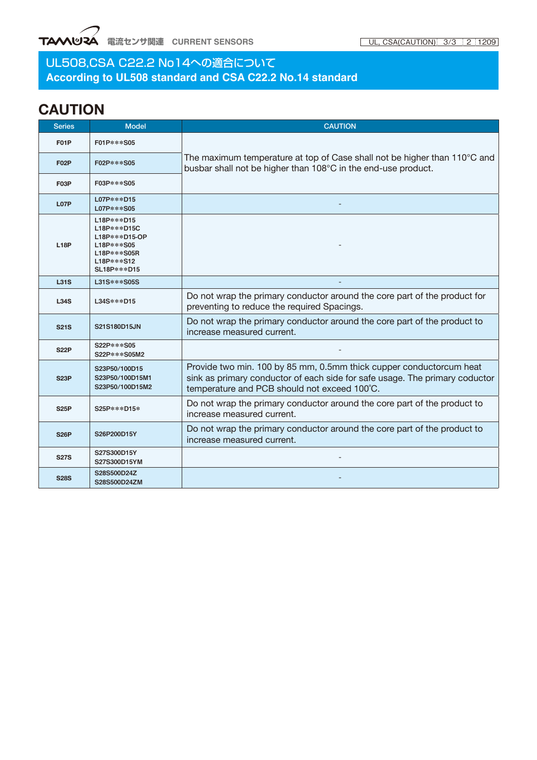# UL508,CSA C22.2 No14への適合について
# According to UL508 standard and CSA C22.2 No.14 standard

## CAUTION

| Series | Model | CAUTION |
|---|---|---|
| F01P | F01P∗∗∗S05 | The maximum temperature at top of Case shall not be higher than 110°C and busbar shall not be higher than 108°C in the end-use product. |
| F02P | F02P∗∗∗S05 | |
| F03P | F03P∗∗∗S05 | |
| L07P | L07P∗∗∗D15<br>L07P∗∗∗S05 | - |
| L18P | L18P∗∗∗D15<br>L18P∗∗∗D15C<br>L18P∗∗∗D15-OP<br>L18P∗∗∗S05<br>L18P∗∗∗S05R<br>L18P∗∗∗S12<br>SL18P∗∗∗D15 | - |
| L31S | L31S∗∗∗S05S | - |
| L34S | L34S∗∗∗D15 | Do not wrap the primary conductor around the core part of the product for preventing to reduce the required Spacings. |
| S21S | S21S180D15JN | Do not wrap the primary conductor around the core part of the product to increase measured current. |
| S22P | S22P∗∗∗S05<br>S22P∗∗∗S05M2 | - |
| S23P | S23P50/100D15<br>S23P50/100D15M1<br>S23P50/100D15M2 | Provide two min. 100 by 85 mm, 0.5mm thick cupper conductorcum heat sink as primary conductor of each side for safe usage. The primary coductor temperature and PCB should not exceed 100℃. |
| S25P | S25P∗∗∗D15∗ | Do not wrap the primary conductor around the core part of the product to increase measured current. |
| S26P | S26P200D15Y | Do not wrap the primary conductor around the core part of the product to increase measured current. |
| S27S | S27S300D15Y<br>S27S300D15YM | - |
| S28S | S28S500D24Z<br>S28S500D24ZM | - |